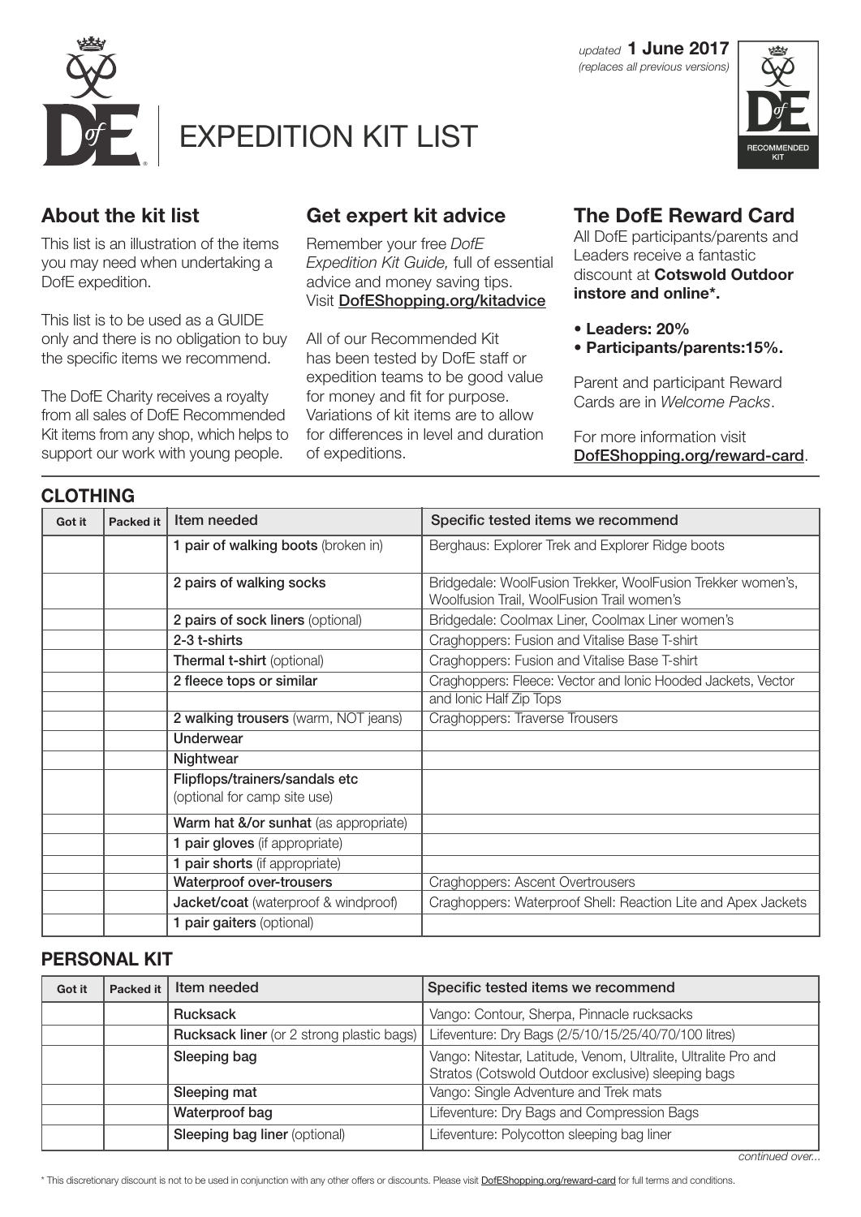*updated* **1 June 2017**
*(replaces all previous versions)*

# EXPEDITION KIT LIST

## About the kit list

This list is an illustration of the items you may need when undertaking a DofE expedition.

This list is to be used as a GUIDE only and there is no obligation to buy the specific items we recommend.

The DofE Charity receives a royalty from all sales of DofE Recommended Kit items from any shop, which helps to support our work with young people.

## Get expert kit advice

Remember your free *DofE Expedition Kit Guide,* full of essential advice and money saving tips. Visit **DofEShopping.org/kitadvice**

All of our Recommended Kit has been tested by DofE staff or expedition teams to be good value for money and fit for purpose. Variations of kit items are to allow for differences in level and duration of expeditions.

## The DofE Reward Card

All DofE participants/parents and Leaders receive a fantastic discount at **Cotswold Outdoor instore and online\*.**

- **Leaders: 20%**
- **Participants/parents:15%.**

Parent and participant Reward Cards are in *Welcome Packs*.

For more information visit DofEShopping.org/reward-card.

### CLOTHING

| Got it | Packed it | Item needed | Specific tested items we recommend |
|---|---|---|---|
| | | **1 pair of walking boots** (broken in) | Berghaus: Explorer Trek and Explorer Ridge boots |
| | | **2 pairs of walking socks** | Bridgedale: WoolFusion Trekker, WoolFusion Trekker women's, Woolfusion Trail, WoolFusion Trail women's |
| | | **2 pairs of sock liners** (optional) | Bridgedale: Coolmax Liner, Coolmax Liner women's |
| | | **2-3 t-shirts** | Craghoppers: Fusion and Vitalise Base T-shirt |
| | | **Thermal t-shirt** (optional) | Craghoppers: Fusion and Vitalise Base T-shirt |
| | | **2 fleece tops or similar** | Craghoppers: Fleece: Vector and Ionic Hooded Jackets, Vector and Ionic Half Zip Tops |
| | | **2 walking trousers** (warm, NOT jeans) | Craghoppers: Traverse Trousers |
| | | **Underwear** | |
| | | **Nightwear** | |
| | | **Flipflops/trainers/sandals etc** (optional for camp site use) | |
| | | **Warm hat &/or sunhat** (as appropriate) | |
| | | **1 pair gloves** (if appropriate) | |
| | | **1 pair shorts** (if appropriate) | |
| | | **Waterproof over-trousers** | Craghoppers: Ascent Overtrousers |
| | | **Jacket/coat** (waterproof & windproof) | Craghoppers: Waterproof Shell: Reaction Lite and Apex Jackets |
| | | **1 pair gaiters** (optional) | |

### PERSONAL KIT

| Got it | Packed it | Item needed | Specific tested items we recommend |
|---|---|---|---|
| | | **Rucksack** | Vango: Contour, Sherpa, Pinnacle rucksacks |
| | | **Rucksack liner** (or 2 strong plastic bags) | Lifeventure: Dry Bags (2/5/10/15/25/40/70/100 litres) |
| | | **Sleeping bag** | Vango: Nitestar, Latitude, Venom, Ultralite, Ultralite Pro and Stratos (Cotswold Outdoor exclusive) sleeping bags |
| | | **Sleeping mat** | Vango: Single Adventure and Trek mats |
| | | **Waterproof bag** | Lifeventure: Dry Bags and Compression Bags |
| | | **Sleeping bag liner** (optional) | Lifeventure: Polycotton sleeping bag liner |

*continued over...*

\* This discretionary discount is not to be used in conjunction with any other offers or discounts. Please visit DofEShopping.org/reward-card for full terms and conditions.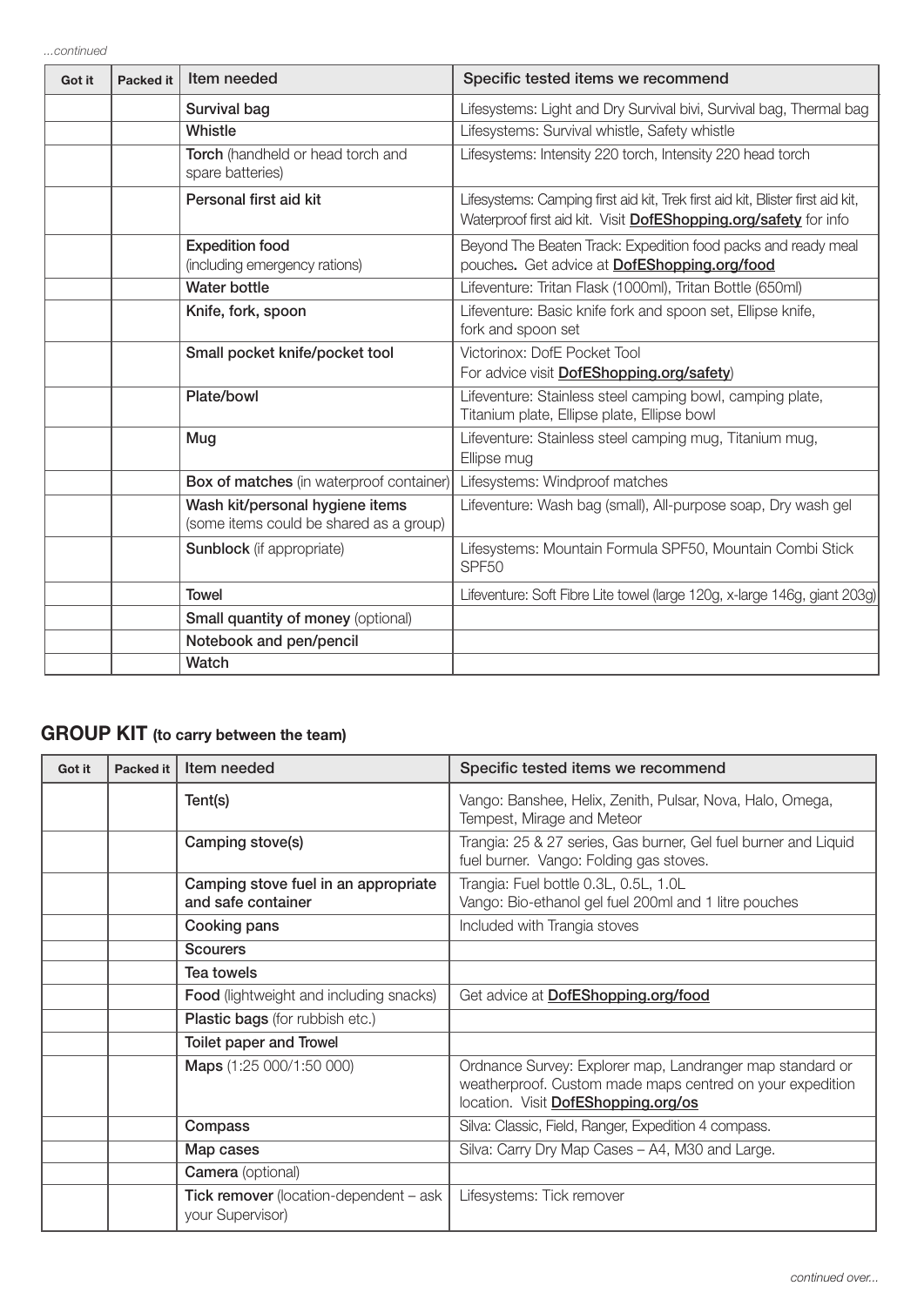*...continued*

| Got it | Packed it | Item needed | Specific tested items we recommend |
|---|---|---|---|
| | | **Survival bag** | Lifesystems: Light and Dry Survival bivi, Survival bag, Thermal bag |
| | | **Whistle** | Lifesystems: Survival whistle, Safety whistle |
| | | **Torch** (handheld or head torch and spare batteries) | Lifesystems: Intensity 220 torch, Intensity 220 head torch |
| | | **Personal first aid kit** | Lifesystems: Camping first aid kit, Trek first aid kit, Blister first aid kit, Waterproof first aid kit. Visit **DofEShopping.org/safety** for info |
| | | **Expedition food** (including emergency rations) | Beyond The Beaten Track: Expedition food packs and ready meal pouches. Get advice at **DofEShopping.org/food** |
| | | **Water bottle** | Lifeventure: Tritan Flask (1000ml), Tritan Bottle (650ml) |
| | | **Knife, fork, spoon** | Lifeventure: Basic knife fork and spoon set, Ellipse knife, fork and spoon set |
| | | **Small pocket knife/pocket tool** | Victorinox: DofE Pocket Tool For advice visit **DofEShopping.org/safety**) |
| | | **Plate/bowl** | Lifeventure: Stainless steel camping bowl, camping plate, Titanium plate, Ellipse plate, Ellipse bowl |
| | | **Mug** | Lifeventure: Stainless steel camping mug, Titanium mug, Ellipse mug |
| | | **Box of matches** (in waterproof container) | Lifesystems: Windproof matches |
| | | **Wash kit/personal hygiene items** (some items could be shared as a group) | Lifeventure: Wash bag (small), All-purpose soap, Dry wash gel |
| | | **Sunblock** (if appropriate) | Lifesystems: Mountain Formula SPF50, Mountain Combi Stick SPF50 |
| | | **Towel** | Lifeventure: Soft Fibre Lite towel (large 120g, x-large 146g, giant 203g) |
| | | **Small quantity of money** (optional) | |
| | | **Notebook and pen/pencil** | |
| | | **Watch** | |

## GROUP KIT (to carry between the team)

| Got it | Packed it | Item needed | Specific tested items we recommend |
|---|---|---|---|
| | | **Tent(s)** | Vango: Banshee, Helix, Zenith, Pulsar, Nova, Halo, Omega, Tempest, Mirage and Meteor |
| | | **Camping stove(s)** | Trangia: 25 & 27 series, Gas burner, Gel fuel burner and Liquid fuel burner. Vango: Folding gas stoves. |
| | | **Camping stove fuel in an appropriate and safe container** | Trangia: Fuel bottle 0.3L, 0.5L, 1.0L Vango: Bio-ethanol gel fuel 200ml and 1 litre pouches |
| | | **Cooking pans** | Included with Trangia stoves |
| | | **Scourers** | |
| | | **Tea towels** | |
| | | **Food** (lightweight and including snacks) | Get advice at **DofEShopping.org/food** |
| | | **Plastic bags** (for rubbish etc.) | |
| | | **Toilet paper and Trowel** | |
| | | **Maps** (1:25 000/1:50 000) | Ordnance Survey: Explorer map, Landranger map standard or weatherproof. Custom made maps centred on your expedition location. Visit **DofEShopping.org/os** |
| | | **Compass** | Silva: Classic, Field, Ranger, Expedition 4 compass. |
| | | **Map cases** | Silva: Carry Dry Map Cases – A4, M30 and Large. |
| | | **Camera** (optional) | |
| | | **Tick remover** (location-dependent – ask your Supervisor) | Lifesystems: Tick remover |

*continued over...*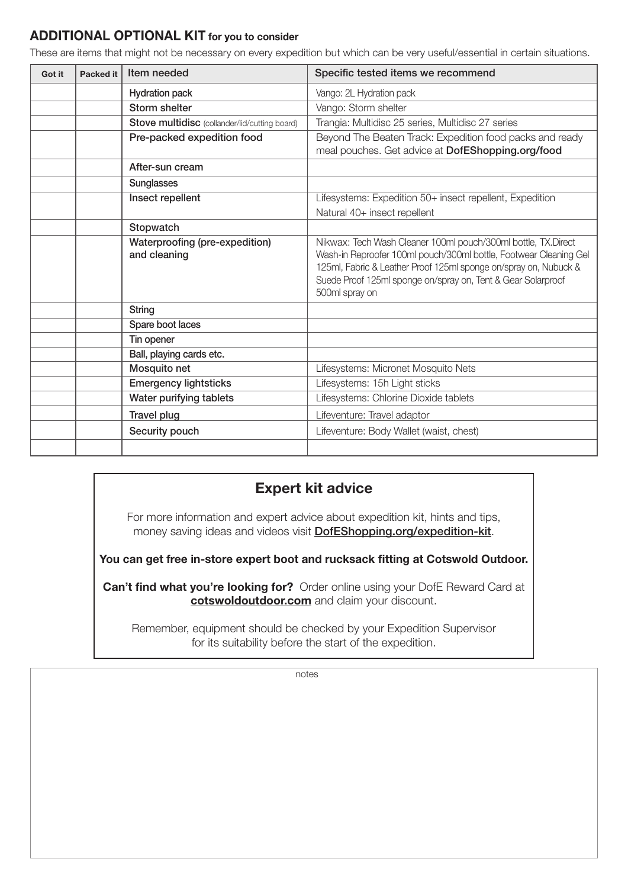## ADDITIONAL OPTIONAL KIT for you to consider

These are items that might not be necessary on every expedition but which can be very useful/essential in certain situations.

| Got it | Packed it | Item needed | Specific tested items we recommend |
|---|---|---|---|
| | | Hydration pack | Vango: 2L Hydration pack |
| | | Storm shelter | Vango: Storm shelter |
| | | **Stove multidisc** (collander/lid/cutting board) | Trangia: Multidisc 25 series, Multidisc 27 series |
| | | Pre-packed expedition food | Beyond The Beaten Track: Expedition food packs and ready meal pouches. Get advice at **DofEShopping.org/food** |
| | | After-sun cream | |
| | | Sunglasses | |
| | | Insect repellent | Lifesystems: Expedition 50+ insect repellent, Expedition Natural 40+ insect repellent |
| | | Stopwatch | |
| | | Waterproofing (pre-expedition) and cleaning | Nikwax: Tech Wash Cleaner 100ml pouch/300ml bottle, TX.Direct Wash-in Reproofer 100ml pouch/300ml bottle, Footwear Cleaning Gel 125ml, Fabric & Leather Proof 125ml sponge on/spray on, Nubuck & Suede Proof 125ml sponge on/spray on, Tent & Gear Solarproof 500ml spray on |
| | | String | |
| | | Spare boot laces | |
| | | Tin opener | |
| | | Ball, playing cards etc. | |
| | | Mosquito net | Lifesystems: Micronet Mosquito Nets |
| | | Emergency lightsticks | Lifesystems: 15h Light sticks |
| | | Water purifying tablets | Lifesystems: Chlorine Dioxide tablets |
| | | Travel plug | Lifeventure: Travel adaptor |
| | | Security pouch | Lifeventure: Body Wallet (waist, chest) |
| | | | |

## Expert kit advice

For more information and expert advice about expedition kit, hints and tips, money saving ideas and videos visit **DofEShopping.org/expedition-kit**.

**You can get free in-store expert boot and rucksack fitting at Cotswold Outdoor.**

**Can't find what you're looking for?** Order online using your DofE Reward Card at **cotswoldoutdoor.com** and claim your discount.

Remember, equipment should be checked by your Expedition Supervisor for its suitability before the start of the expedition.

notes